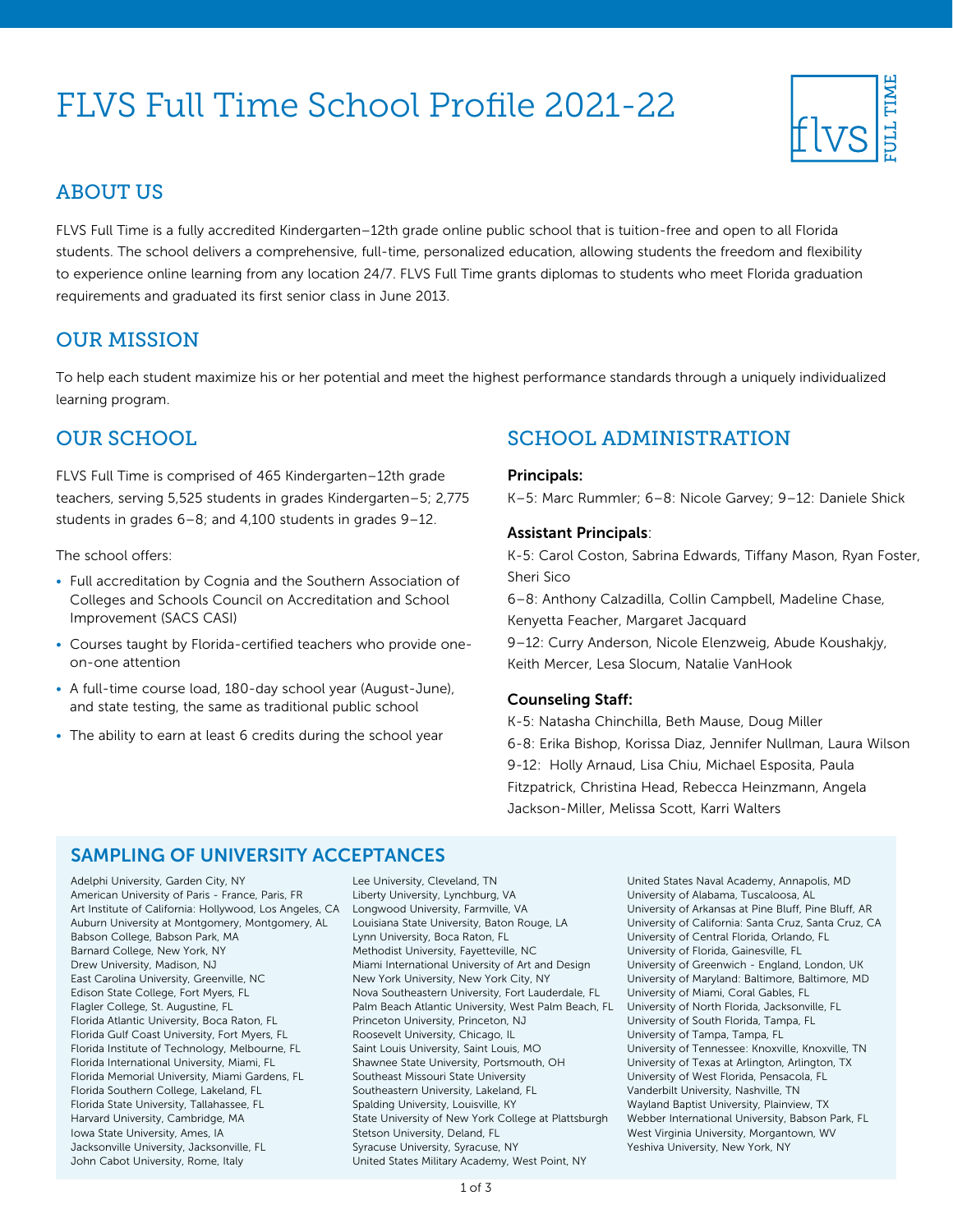# FLVS Full Time School Profile 2021-22

## ABOUT US

FLVS Full Time is a fully accredited Kindergarten–12th grade online public school that is tuition-free and open to all Florida students. The school delivers a comprehensive, full-time, personalized education, allowing students the freedom and flexibility to experience online learning from any location 24/7. FLVS Full Time grants diplomas to students who meet Florida graduation requirements and graduated its first senior class in June 2013.

## OUR MISSION

To help each student maximize his or her potential and meet the highest performance standards through a uniquely individualized learning program.

## OUR SCHOOL

FLVS Full Time is comprised of 465 Kindergarten–12th grade teachers, serving 5,525 students in grades Kindergarten–5; 2,775 students in grades 6–8; and 4,100 students in grades 9–12.

The school offers:

- Full accreditation by Cognia and the Southern Association of Colleges and Schools Council on Accreditation and School Improvement (SACS CASI)
- Courses taught by Florida-certified teachers who provide one-on-one attention
- A full-time course load, 180-day school year (August-June), and state testing, the same as traditional public school
- The ability to earn at least 6 credits during the school year

## SCHOOL ADMINISTRATION

**Principals:**

K–5: Marc Rummler; 6–8: Nicole Garvey; 9–12: Daniele Shick

**Assistant Principals**:

K-5: Carol Coston, Sabrina Edwards, Tiffany Mason, Ryan Foster, Sheri Sico

6–8: Anthony Calzadilla, Collin Campbell, Madeline Chase, Kenyetta Feacher, Margaret Jacquard

9–12: Curry Anderson, Nicole Elenzweig, Abude Koushakjy, Keith Mercer, Lesa Slocum, Natalie VanHook

**Counseling Staff:**

K-5: Natasha Chinchilla, Beth Mause, Doug Miller

6-8: Erika Bishop, Korissa Diaz, Jennifer Nullman, Laura Wilson

9-12: Holly Arnaud, Lisa Chiu, Michael Esposita, Paula Fitzpatrick, Christina Head, Rebecca Heinzmann, Angela Jackson-Miller, Melissa Scott, Karri Walters

## SAMPLING OF UNIVERSITY ACCEPTANCES

Adelphi University, Garden City, NY
American University of Paris - France, Paris, FR
Art Institute of California: Hollywood, Los Angeles, CA
Auburn University at Montgomery, Montgomery, AL
Babson College, Babson Park, MA
Barnard College, New York, NY
Drew University, Madison, NJ
East Carolina University, Greenville, NC
Edison State College, Fort Myers, FL
Flagler College, St. Augustine, FL
Florida Atlantic University, Boca Raton, FL
Florida Gulf Coast University, Fort Myers, FL
Florida Institute of Technology, Melbourne, FL
Florida International University, Miami, FL
Florida Memorial University, Miami Gardens, FL
Florida Southern College, Lakeland, FL
Florida State University, Tallahassee, FL
Harvard University, Cambridge, MA
Iowa State University, Ames, IA
Jacksonville University, Jacksonville, FL
John Cabot University, Rome, Italy
Lee University, Cleveland, TN
Liberty University, Lynchburg, VA
Longwood University, Farmville, VA
Louisiana State University, Baton Rouge, LA
Lynn University, Boca Raton, FL
Methodist University, Fayetteville, NC
Miami International University of Art and Design
New York University, New York City, NY
Nova Southeastern University, Fort Lauderdale, FL
Palm Beach Atlantic University, West Palm Beach, FL
Princeton University, Princeton, NJ
Roosevelt University, Chicago, IL
Saint Louis University, Saint Louis, MO
Shawnee State University, Portsmouth, OH
Southeast Missouri State University
Southeastern University, Lakeland, FL
Spalding University, Louisville, KY
State University of New York College at Plattsburgh
Stetson University, Deland, FL
Syracuse University, Syracuse, NY
United States Military Academy, West Point, NY
United States Naval Academy, Annapolis, MD
University of Alabama, Tuscaloosa, AL
University of Arkansas at Pine Bluff, Pine Bluff, AR
University of California: Santa Cruz, Santa Cruz, CA
University of Central Florida, Orlando, FL
University of Florida, Gainesville, FL
University of Greenwich - England, London, UK
University of Maryland: Baltimore, Baltimore, MD
University of Miami, Coral Gables, FL
University of North Florida, Jacksonville, FL
University of South Florida, Tampa, FL
University of Tampa, Tampa, FL
University of Tennessee: Knoxville, Knoxville, TN
University of Texas at Arlington, Arlington, TX
University of West Florida, Pensacola, FL
Vanderbilt University, Nashville, TN
Wayland Baptist University, Plainview, TX
Webber International University, Babson Park, FL
West Virginia University, Morgantown, WV
Yeshiva University, New York, NY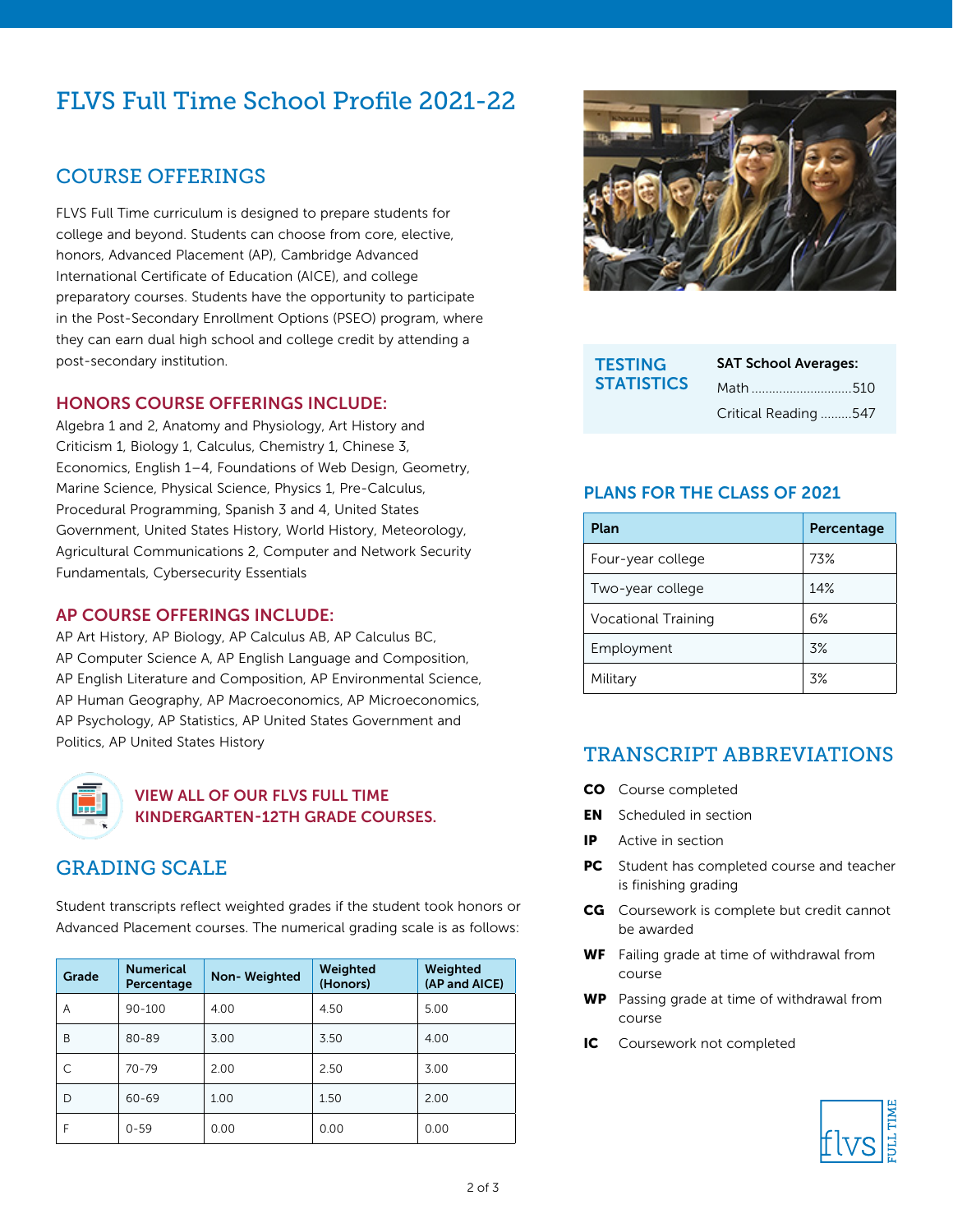# FLVS Full Time School Profile 2021-22

## COURSE OFFERINGS

FLVS Full Time curriculum is designed to prepare students for college and beyond. Students can choose from core, elective, honors, Advanced Placement (AP), Cambridge Advanced International Certificate of Education (AICE), and college preparatory courses. Students have the opportunity to participate in the Post-Secondary Enrollment Options (PSEO) program, where they can earn dual high school and college credit by attending a post-secondary institution.

### HONORS COURSE OFFERINGS INCLUDE:

Algebra 1 and 2, Anatomy and Physiology, Art History and Criticism 1, Biology 1, Calculus, Chemistry 1, Chinese 3, Economics, English 1–4, Foundations of Web Design, Geometry, Marine Science, Physical Science, Physics 1, Pre-Calculus, Procedural Programming, Spanish 3 and 4, United States Government, United States History, World History, Meteorology, Agricultural Communications 2, Computer and Network Security Fundamentals, Cybersecurity Essentials

### AP COURSE OFFERINGS INCLUDE:

AP Art History, AP Biology, AP Calculus AB, AP Calculus BC, AP Computer Science A, AP English Language and Composition, AP English Literature and Composition, AP Environmental Science, AP Human Geography, AP Macroeconomics, AP Microeconomics, AP Psychology, AP Statistics, AP United States Government and Politics, AP United States History

**VIEW ALL OF OUR FLVS FULL TIME KINDERGARTEN-12TH GRADE COURSES.**

## GRADING SCALE

Student transcripts reflect weighted grades if the student took honors or Advanced Placement courses. The numerical grading scale is as follows:

| Grade | Numerical Percentage | Non- Weighted | Weighted (Honors) | Weighted (AP and AICE) |
|---|---|---|---|---|
| A | 90-100 | 4.00 | 4.50 | 5.00 |
| B | 80-89 | 3.00 | 3.50 | 4.00 |
| C | 70-79 | 2.00 | 2.50 | 3.00 |
| D | 60-69 | 1.00 | 1.50 | 2.00 |
| F | 0-59 | 0.00 | 0.00 | 0.00 |

## TESTING STATISTICS

**SAT School Averages:**

Math ............................510

Critical Reading .........547

## PLANS FOR THE CLASS OF 2021

| Plan | Percentage |
|---|---|
| Four-year college | 73% |
| Two-year college | 14% |
| Vocational Training | 6% |
| Employment | 3% |
| Military | 3% |

## TRANSCRIPT ABBREVIATIONS

**CO** Course completed

**EN** Scheduled in section

**IP** Active in section

**PC** Student has completed course and teacher is finishing grading

**CG** Coursework is complete but credit cannot be awarded

**WF** Failing grade at time of withdrawal from course

**WP** Passing grade at time of withdrawal from course

**IC** Coursework not completed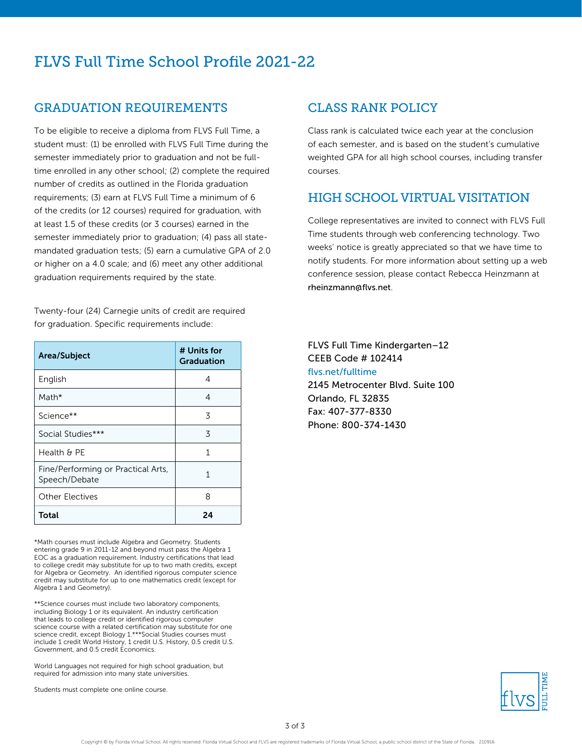# FLVS Full Time School Profile 2021-22

## GRADUATION REQUIREMENTS

To be eligible to receive a diploma from FLVS Full Time, a student must: (1) be enrolled with FLVS Full Time during the semester immediately prior to graduation and not be full-time enrolled in any other school; (2) complete the required number of credits as outlined in the Florida graduation requirements; (3) earn at FLVS Full Time a minimum of 6 of the credits (or 12 courses) required for graduation, with at least 1.5 of these credits (or 3 courses) earned in the semester immediately prior to graduation; (4) pass all state-mandated graduation tests; (5) earn a cumulative GPA of 2.0 or higher on a 4.0 scale; and (6) meet any other additional graduation requirements required by the state.

Twenty-four (24) Carnegie units of credit are required for graduation. Specific requirements include:

| Area/Subject | # Units for Graduation |
|---|---|
| English | 4 |
| Math* | 4 |
| Science** | 3 |
| Social Studies*** | 3 |
| Health & PE | 1 |
| Fine/Performing or Practical Arts, Speech/Debate | 1 |
| Other Electives | 8 |
| **Total** | **24** |

*Math courses must include Algebra and Geometry. Students entering grade 9 in 2011-12 and beyond must pass the Algebra 1 EOC as a graduation requirement. Industry certifications that lead to college credit may substitute for up to two math credits, except for Algebra or Geometry. An identified rigorous computer science credit may substitute for up to one mathematics credit (except for Algebra 1 and Geometry).

**Science courses must include two laboratory components, including Biology 1 or its equivalent. An industry certification that leads to college credit or identified rigorous computer science course with a related certification may substitute for one science credit, except Biology 1.***Social Studies courses must include 1 credit World History, 1 credit U.S. History, 0.5 credit U.S. Government, and 0.5 credit Economics.

World Languages not required for high school graduation, but required for admission into many state universities.

Students must complete one online course.

## CLASS RANK POLICY

Class rank is calculated twice each year at the conclusion of each semester, and is based on the student's cumulative weighted GPA for all high school courses, including transfer courses.

## HIGH SCHOOL VIRTUAL VISITATION

College representatives are invited to connect with FLVS Full Time students through web conferencing technology. Two weeks' notice is greatly appreciated so that we have time to notify students. For more information about setting up a web conference session, please contact Rebecca Heinzmann at rheinzmann@flvs.net.

FLVS Full Time Kindergarten–12
CEEB Code # 102414
flvs.net/fulltime
2145 Metrocenter Blvd. Suite 100
Orlando, FL 32835
Fax: 407-377-8330
Phone: 800-374-1430

flvs FULL TIME

Copyright © by Florida Virtual School. All rights reserved. Florida Virtual School and FLVS are registered trademarks of Florida Virtual School, a public school district of the State of Florida. 210916